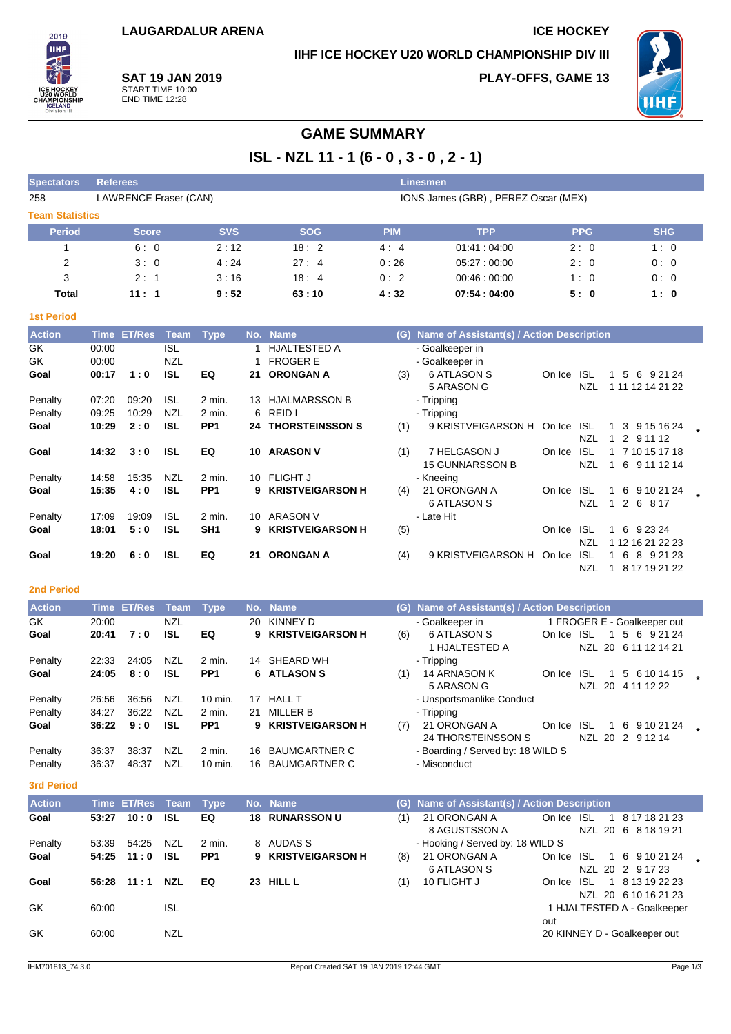LAUGARDALUR ARENA

ICE HOCKEY

IIHF ICE HOCKEY U20 WORLD CHAMPIONSHIP DIV III

**SAT 19 JAN 2019**
START TIME 10:00
END TIME 12:28

PLAY-OFFS, GAME 13

# GAME SUMMARY

## ISL - NZL 11 - 1 (6 - 0 , 3 - 0 , 2 - 1)

| Spectators | Referees | Linesmen |
|---|---|---|
| 258 | LAWRENCE Fraser (CAN) | IONS James (GBR) , PEREZ Oscar (MEX) |

### Team Statistics

| Period | Score | SVS | SOG | PIM | TPP | PPG | SHG |
|---|---|---|---|---|---|---|---|
| 1 | 6 : 0 | 2 : 12 | 18 : 2 | 4 : 4 | 01:41 : 04:00 | 2 : 0 | 1 : 0 |
| 2 | 3 : 0 | 4 : 24 | 27 : 4 | 0 : 26 | 05:27 : 00:00 | 2 : 0 | 0 : 0 |
| 3 | 2 : 1 | 3 : 16 | 18 : 4 | 0 : 2 | 00:46 : 00:00 | 1 : 0 | 0 : 0 |
| **Total** | **11 : 1** | **9 : 52** | **63 : 10** | **4 : 32** | **07:54 : 04:00** | **5 : 0** | **1 : 0** |

### 1st Period

| Action | Time | ET/Res | Team | Type | No. | Name | (G) | Name of Assistant(s) / Action Description | On Ice | | |
|---|---|---|---|---|---|---|---|---|---|---|---|
| GK | 00:00 | | ISL | | 1 | HJALTESTED A | | - Goalkeeper in | | | |
| GK | 00:00 | | NZL | | 1 | FROGER E | | - Goalkeeper in | | | |
| **Goal** | **00:17** | **1 : 0** | **ISL** | **EQ** | **21** | **ORONGAN A** | (3) | 6 ATLASON S<br>5 ARASON G | On Ice | ISL<br>NZL | 1 5 6 9 21 24<br>1 11 12 14 21 22 |
| Penalty | 07:20 | 09:20 | ISL | 2 min. | 13 | HJALMARSSON B | | - Tripping | | | |
| Penalty | 09:25 | 10:29 | NZL | 2 min. | 6 | REID I | | - Tripping | | | |
| **Goal** | **10:29** | **2 : 0** | **ISL** | **PP1** | **24** | **THORSTEINSSON S** | (1) | 9 KRISTVEIGARSON H | On Ice | ISL<br>NZL | 1 3 9 15 16 24<br>1 2 9 11 12 | * |
| **Goal** | **14:32** | **3 : 0** | **ISL** | **EQ** | **10** | **ARASON V** | (1) | 7 HELGASON J<br>15 GUNNARSSON B | On Ice | ISL<br>NZL | 1 7 10 15 17 18<br>1 6 9 11 12 14 |
| Penalty | 14:58 | 15:35 | NZL | 2 min. | 10 | FLIGHT J | | - Kneeing | | | |
| **Goal** | **15:35** | **4 : 0** | **ISL** | **PP1** | **9** | **KRISTVEIGARSON H** | (4) | 21 ORONGAN A<br>6 ATLASON S | On Ice | ISL<br>NZL | 1 6 9 10 21 24<br>1 2 6 8 17 | * |
| Penalty | 17:09 | 19:09 | ISL | 2 min. | 10 | ARASON V | | - Late Hit | | | |
| **Goal** | **18:01** | **5 : 0** | **ISL** | **SH1** | **9** | **KRISTVEIGARSON H** | (5) | | On Ice | ISL<br>NZL | 1 6 9 23 24<br>1 12 16 21 22 23 |
| **Goal** | **19:20** | **6 : 0** | **ISL** | **EQ** | **21** | **ORONGAN A** | (4) | 9 KRISTVEIGARSON H | On Ice | ISL<br>NZL | 1 6 8 9 21 23<br>1 8 17 19 21 22 |

### 2nd Period

| Action | Time | ET/Res | Team | Type | No. | Name | (G) | Name of Assistant(s) / Action Description | On Ice | | |
|---|---|---|---|---|---|---|---|---|---|---|---|
| GK | 20:00 | | NZL | | 20 | KINNEY D | | - Goalkeeper in | 1 FROGER E - Goalkeeper out | | |
| **Goal** | **20:41** | **7 : 0** | **ISL** | **EQ** | **9** | **KRISTVEIGARSON H** | (6) | 6 ATLASON S<br>1 HJALTESTED A | On Ice | ISL<br>NZL | 1 5 6 9 21 24<br>20 6 11 12 14 21 |
| Penalty | 22:33 | 24:05 | NZL | 2 min. | 14 | SHEARD WH | | - Tripping | | | |
| **Goal** | **24:05** | **8 : 0** | **ISL** | **PP1** | **6** | **ATLASON S** | (1) | 14 ARNASON K<br>5 ARASON G | On Ice | ISL<br>NZL | 1 5 6 10 14 15<br>20 4 11 12 22 | * |
| Penalty | 26:56 | 36:56 | NZL | 10 min. | 17 | HALL T | | - Unsportsmanlike Conduct | | | |
| Penalty | 34:27 | 36:22 | NZL | 2 min. | 21 | MILLER B | | - Tripping | | | |
| **Goal** | **36:22** | **9 : 0** | **ISL** | **PP1** | **9** | **KRISTVEIGARSON H** | (7) | 21 ORONGAN A<br>24 THORSTEINSSON S | On Ice | ISL<br>NZL | 1 6 9 10 21 24<br>20 2 9 12 14 | * |
| Penalty | 36:37 | 38:37 | NZL | 2 min. | 16 | BAUMGARTNER C | | - Boarding / Served by: 18 WILD S | | | |
| Penalty | 36:37 | 48:37 | NZL | 10 min. | 16 | BAUMGARTNER C | | - Misconduct | | | |

### 3rd Period

| Action | Time | ET/Res | Team | Type | No. | Name | (G) | Name of Assistant(s) / Action Description | On Ice | | |
|---|---|---|---|---|---|---|---|---|---|---|---|
| **Goal** | **53:27** | **10 : 0** | **ISL** | **EQ** | **18** | **RUNARSSON U** | (1) | 21 ORONGAN A<br>8 AGUSTSSON A | On Ice | ISL<br>NZL | 1 8 17 18 21 23<br>20 6 8 18 19 21 |
| Penalty | 53:39 | 54:25 | NZL | 2 min. | 8 | AUDAS S | | - Hooking / Served by: 18 WILD S | | | |
| **Goal** | **54:25** | **11 : 0** | **ISL** | **PP1** | **9** | **KRISTVEIGARSON H** | (8) | 21 ORONGAN A<br>6 ATLASON S | On Ice | ISL<br>NZL | 1 6 9 10 21 24<br>20 2 9 17 23 | * |
| **Goal** | **56:28** | **11 : 1** | **NZL** | **EQ** | **23** | **HILL L** | (1) | 10 FLIGHT J | On Ice | ISL<br>NZL | 1 8 13 19 22 23<br>20 6 10 16 21 23 |
| GK | 60:00 | | ISL | | | | | | 1 HJALTESTED A - Goalkeeper out | | |
| GK | 60:00 | | NZL | | | | | | 20 KINNEY D - Goalkeeper out | | |

IHM701813_74 3.0 Report Created SAT 19 JAN 2019 12:44 GMT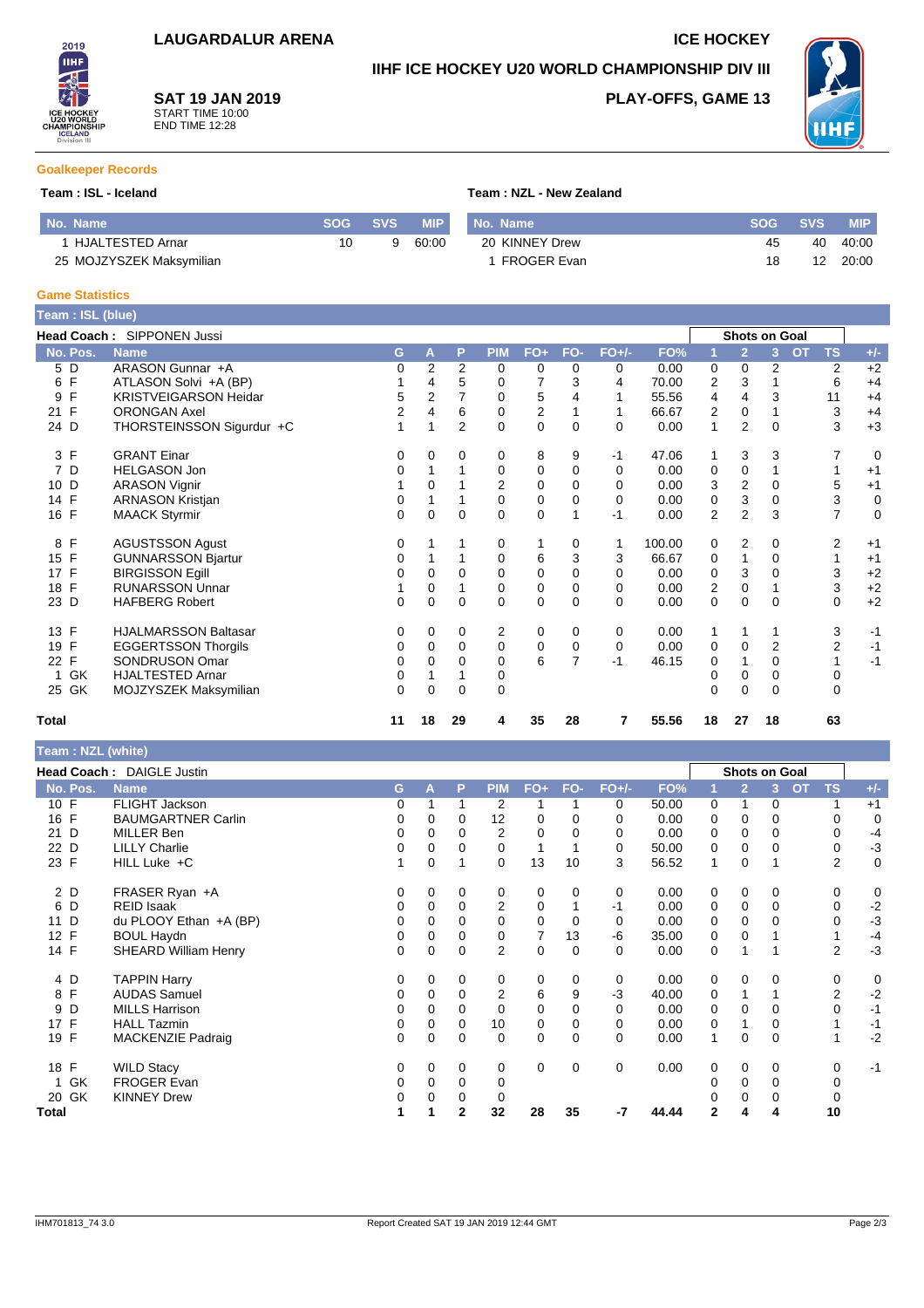# LAUGARDALUR ARENA

**ICE HOCKEY**

**IIHF ICE HOCKEY U20 WORLD CHAMPIONSHIP DIV III**

**SAT 19 JAN 2019**
START TIME 10:00
END TIME 12:28

**PLAY-OFFS, GAME 13**

## Goalkeeper Records

**Team : ISL - Iceland**

| No. Name | SOG | SVS | MIP |
|---|---|---|---|
| 1 HJALTESTED Arnar | 10 | 9 | 60:00 |
| 25 MOJZYSZEK Maksymilian | | | |

**Team : NZL - New Zealand**

| No. Name | SOG | SVS | MIP |
|---|---|---|---|
| 20 KINNEY Drew | 45 | 40 | 40:00 |
| 1 FROGER Evan | 18 | 12 | 20:00 |

## Game Statistics

**Team : ISL (blue)**

**Head Coach :** SIPPONEN Jussi

| No. | Pos. | Name | G | A | P | PIM | FO+ | FO- | FO+/- | FO% | 1 | 2 | 3 | OT | TS | +/- |
|---|---|---|---|---|---|---|---|---|---|---|---|---|---|---|---|---|
| 5 | D | ARASON Gunnar +A | 0 | 2 | 2 | 0 | 0 | 0 | 0 | 0.00 | 0 | 0 | 2 | | 2 | +2 |
| 6 | F | ATLASON Solvi +A (BP) | 1 | 4 | 5 | 0 | 7 | 3 | 4 | 70.00 | 2 | 3 | 1 | | 6 | +4 |
| 9 | F | KRISTVEIGARSON Heidar | 5 | 2 | 7 | 0 | 5 | 4 | 1 | 55.56 | 4 | 4 | 3 | | 11 | +4 |
| 21 | F | ORONGAN Axel | 2 | 4 | 6 | 0 | 2 | 1 | 1 | 66.67 | 2 | 0 | 1 | | 3 | +4 |
| 24 | D | THORSTEINSSON Sigurdur +C | 1 | 1 | 2 | 0 | 0 | 0 | 0 | 0.00 | 1 | 2 | 0 | | 3 | +3 |
| 3 | F | GRANT Einar | 0 | 0 | 0 | 0 | 8 | 9 | -1 | 47.06 | 1 | 3 | 3 | | 7 | 0 |
| 7 | D | HELGASON Jon | 0 | 1 | 1 | 0 | 0 | 0 | 0 | 0.00 | 0 | 0 | 1 | | 1 | +1 |
| 10 | D | ARASON Vignir | 1 | 0 | 1 | 2 | 0 | 0 | 0 | 0.00 | 3 | 2 | 0 | | 5 | +1 |
| 14 | F | ARNASON Kristjan | 0 | 1 | 1 | 0 | 0 | 0 | 0 | 0.00 | 0 | 3 | 0 | | 3 | 0 |
| 16 | F | MAACK Styrmir | 0 | 0 | 0 | 0 | 0 | 1 | -1 | 0.00 | 2 | 2 | 3 | | 7 | 0 |
| 8 | F | AGUSTSSON Agust | 0 | 1 | 1 | 0 | 1 | 0 | 1 | 100.00 | 0 | 2 | 0 | | 2 | +1 |
| 15 | F | GUNNARSSON Bjartur | 0 | 1 | 1 | 0 | 6 | 3 | 3 | 66.67 | 0 | 1 | 0 | | 1 | +1 |
| 17 | F | BIRGISSON Egill | 0 | 0 | 0 | 0 | 0 | 0 | 0 | 0.00 | 0 | 3 | 0 | | 3 | +2 |
| 18 | F | RUNARSSON Unnar | 1 | 0 | 1 | 0 | 0 | 0 | 0 | 0.00 | 2 | 0 | 1 | | 3 | +2 |
| 23 | D | HAFBERG Robert | 0 | 0 | 0 | 0 | 0 | 0 | 0 | 0.00 | 0 | 0 | 0 | | 0 | +2 |
| 13 | F | HJALMARSSON Baltasar | 0 | 0 | 0 | 2 | 0 | 0 | 0 | 0.00 | 1 | 1 | 1 | | 3 | -1 |
| 19 | F | EGGERTSSON Thorgils | 0 | 0 | 0 | 0 | 0 | 0 | 0 | 0.00 | 0 | 0 | 2 | | 2 | -1 |
| 22 | F | SONDRUSON Omar | 0 | 0 | 0 | 0 | 6 | 7 | -1 | 46.15 | 0 | 1 | 0 | | 1 | -1 |
| 1 | GK | HJALTESTED Arnar | 0 | 1 | 1 | 0 | | | | | 0 | 0 | 0 | | 0 | |
| 25 | GK | MOJZYSZEK Maksymilian | 0 | 0 | 0 | 0 | | | | | 0 | 0 | 0 | | 0 | |
| **Total** | | | **11** | **18** | **29** | **4** | **35** | **28** | **7** | **55.56** | **18** | **27** | **18** | | **63** | |

**Team : NZL (white)**

**Head Coach :** DAIGLE Justin

| No. | Pos. | Name | G | A | P | PIM | FO+ | FO- | FO+/- | FO% | 1 | 2 | 3 | OT | TS | +/- |
|---|---|---|---|---|---|---|---|---|---|---|---|---|---|---|---|---|
| 10 | F | FLIGHT Jackson | 0 | 1 | 1 | 2 | 1 | 1 | 0 | 50.00 | 0 | 1 | 0 | | 1 | +1 |
| 16 | F | BAUMGARTNER Carlin | 0 | 0 | 0 | 12 | 0 | 0 | 0 | 0.00 | 0 | 0 | 0 | | 0 | 0 |
| 21 | D | MILLER Ben | 0 | 0 | 0 | 2 | 0 | 0 | 0 | 0.00 | 0 | 0 | 0 | | 0 | -4 |
| 22 | D | LILLY Charlie | 0 | 0 | 0 | 0 | 1 | 1 | 0 | 50.00 | 0 | 0 | 0 | | 0 | -3 |
| 23 | F | HILL Luke +C | 1 | 0 | 1 | 0 | 13 | 10 | 3 | 56.52 | 1 | 0 | 1 | | 2 | 0 |
| 2 | D | FRASER Ryan +A | 0 | 0 | 0 | 0 | 0 | 0 | 0 | 0.00 | 0 | 0 | 0 | | 0 | 0 |
| 6 | D | REID Isaak | 0 | 0 | 0 | 2 | 0 | 1 | -1 | 0.00 | 0 | 0 | 0 | | 0 | -2 |
| 11 | D | du PLOOY Ethan +A (BP) | 0 | 0 | 0 | 0 | 0 | 0 | 0 | 0.00 | 0 | 0 | 0 | | 0 | -3 |
| 12 | F | BOUL Haydn | 0 | 0 | 0 | 0 | 7 | 13 | -6 | 35.00 | 0 | 0 | 1 | | 1 | -4 |
| 14 | F | SHEARD William Henry | 0 | 0 | 0 | 2 | 0 | 0 | 0 | 0.00 | 0 | 1 | 1 | | 2 | -3 |
| 4 | D | TAPPIN Harry | 0 | 0 | 0 | 0 | 0 | 0 | 0 | 0.00 | 0 | 0 | 0 | | 0 | 0 |
| 8 | F | AUDAS Samuel | 0 | 0 | 0 | 2 | 6 | 9 | -3 | 40.00 | 0 | 1 | 1 | | 2 | -2 |
| 9 | D | MILLS Harrison | 0 | 0 | 0 | 0 | 0 | 0 | 0 | 0.00 | 0 | 0 | 0 | | 0 | -1 |
| 17 | F | HALL Tazmin | 0 | 0 | 0 | 10 | 0 | 0 | 0 | 0.00 | 0 | 1 | 0 | | 1 | -1 |
| 19 | F | MACKENZIE Padraig | 0 | 0 | 0 | 0 | 0 | 0 | 0 | 0.00 | 1 | 0 | 0 | | 1 | -2 |
| 18 | F | WILD Stacy | 0 | 0 | 0 | 0 | 0 | 0 | 0 | 0.00 | 0 | 0 | 0 | | 0 | -1 |
| 1 | GK | FROGER Evan | 0 | 0 | 0 | 0 | | | | | 0 | 0 | 0 | | 0 | |
| 20 | GK | KINNEY Drew | 0 | 0 | 0 | 0 | | | | | 0 | 0 | 0 | | 0 | |
| **Total** | | | **1** | **1** | **2** | **32** | **28** | **35** | **-7** | **44.44** | **2** | **4** | **4** | | **10** | |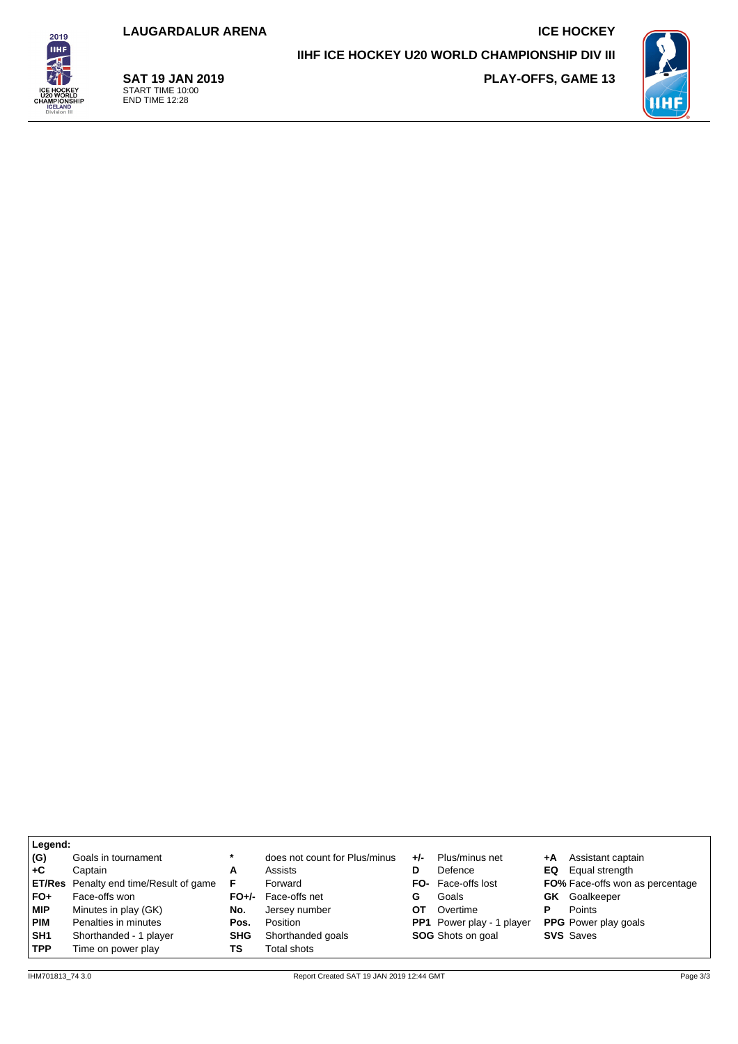**LAUGARDALUR ARENA**

**ICE HOCKEY**

**IIHF ICE HOCKEY U20 WORLD CHAMPIONSHIP DIV III**

**SAT 19 JAN 2019**
START TIME 10:00
END TIME 12:28

**PLAY-OFFS, GAME 13**

**Legend:**

| | | | | | | | |
|---|---|---|---|---|---|---|---|
| **(G)** | Goals in tournament | ***** | does not count for Plus/minus | **+/-** | Plus/minus net | **+A** | Assistant captain |
| **+C** | Captain | **A** | Assists | **D** | Defence | **EQ** | Equal strength |
| **ET/Res** | Penalty end time/Result of game | **F** | Forward | **FO-** | Face-offs lost | **FO%** | Face-offs won as percentage |
| **FO+** | Face-offs won | **FO+/-** | Face-offs net | **G** | Goals | **GK** | Goalkeeper |
| **MIP** | Minutes in play (GK) | **No.** | Jersey number | **OT** | Overtime | **P** | Points |
| **PIM** | Penalties in minutes | **Pos.** | Position | **PP1** | Power play - 1 player | **PPG** | Power play goals |
| **SH1** | Shorthanded - 1 player | **SHG** | Shorthanded goals | **SOG** | Shots on goal | **SVS** | Saves |
| **TPP** | Time on power play | **TS** | Total shots | | | | |

IHM701813_74 3.0 Report Created SAT 19 JAN 2019 12:44 GMT